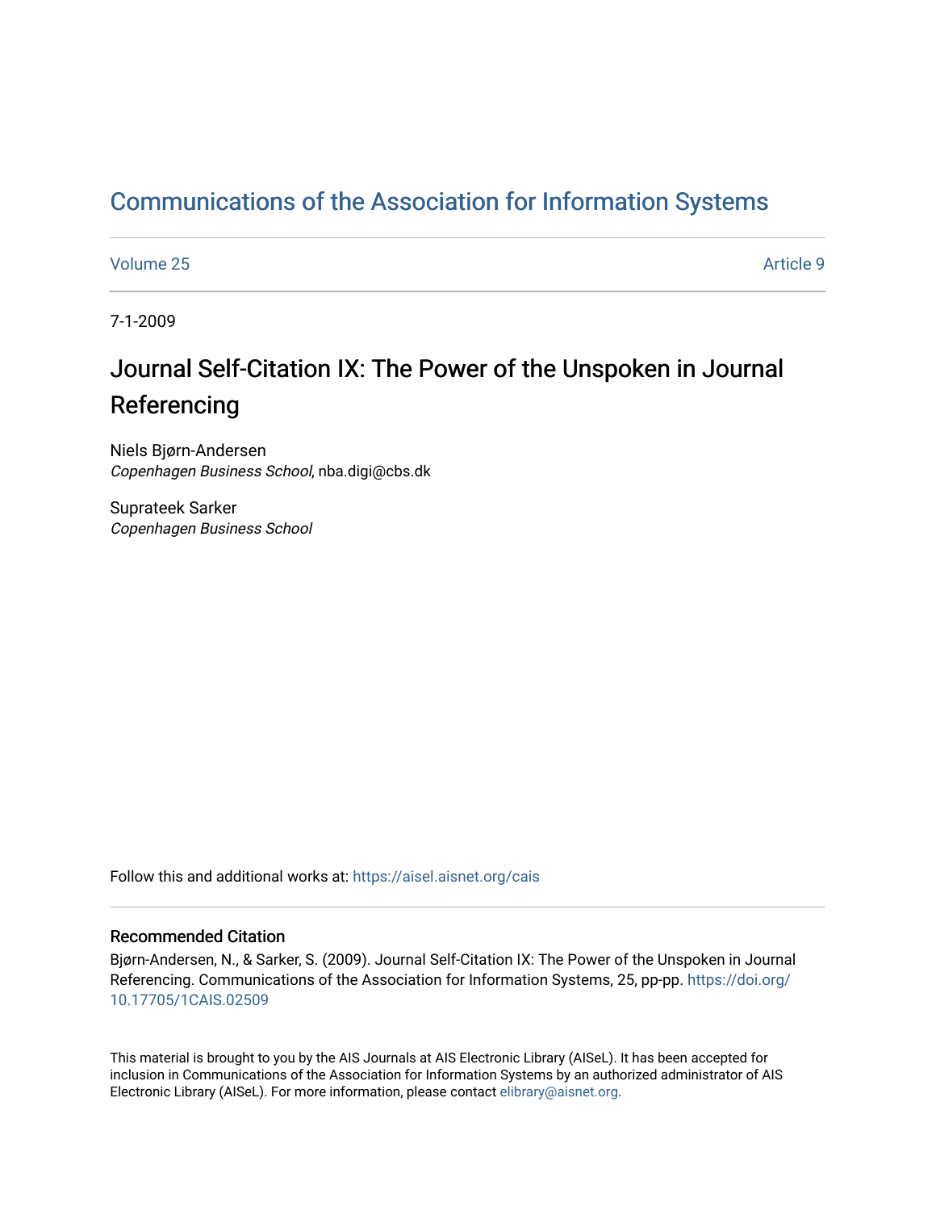# Communications of the Association for Information Systems

Volume 25 Article 9

7-1-2009

## Journal Self-Citation IX: The Power of the Unspoken in Journal Referencing

Niels Bjørn-Andersen
*Copenhagen Business School*, nba.digi@cbs.dk

Suprateek Sarker
*Copenhagen Business School*

Follow this and additional works at: https://aisel.aisnet.org/cais

### Recommended Citation

Bjørn-Andersen, N., & Sarker, S. (2009). Journal Self-Citation IX: The Power of the Unspoken in Journal Referencing. Communications of the Association for Information Systems, 25, pp-pp. https://doi.org/10.17705/1CAIS.02509

This material is brought to you by the AIS Journals at AIS Electronic Library (AISeL). It has been accepted for inclusion in Communications of the Association for Information Systems by an authorized administrator of AIS Electronic Library (AISeL). For more information, please contact elibrary@aisnet.org.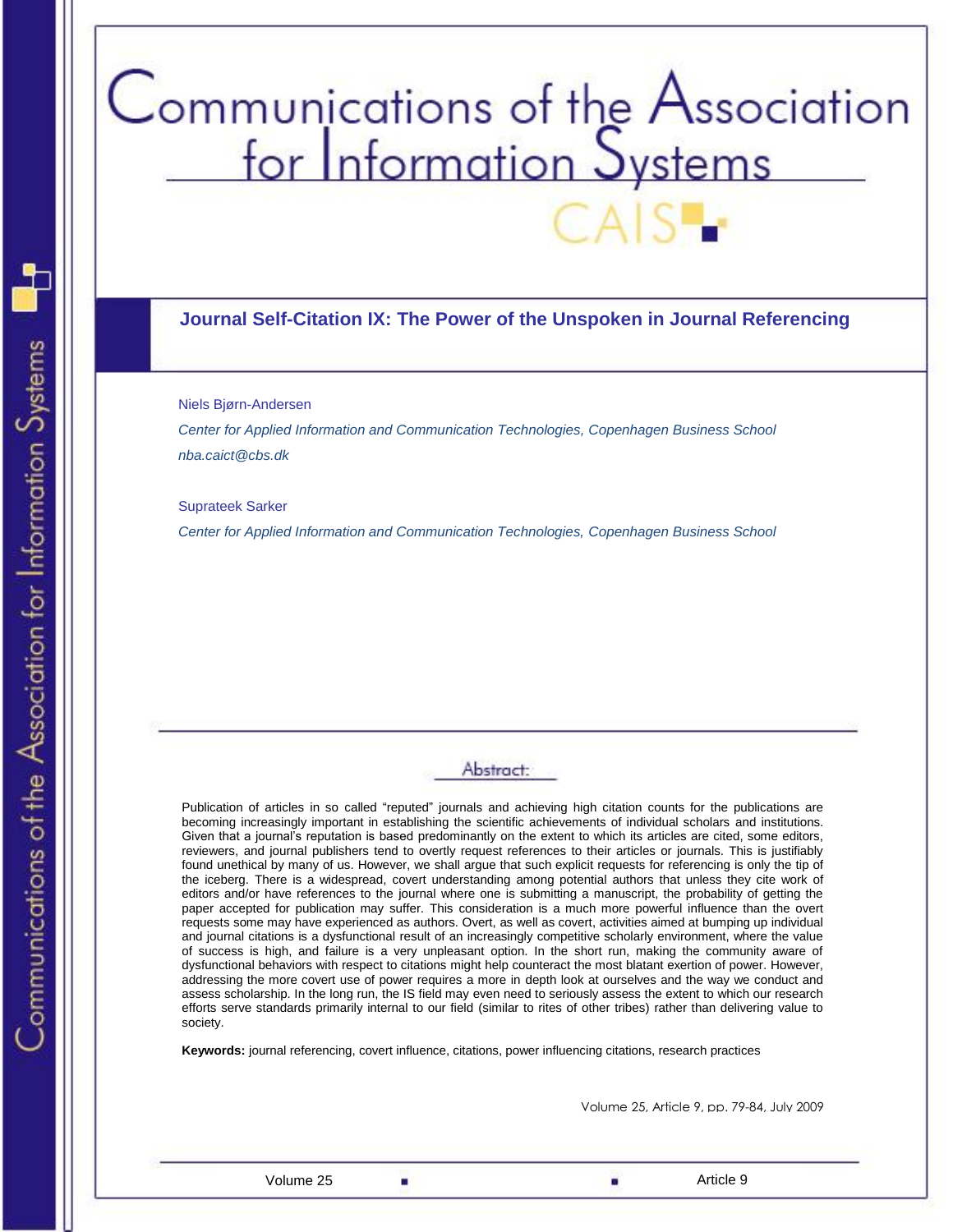# Journal Self-Citation IX: The Power of the Unspoken in Journal Referencing

Niels Bjørn-Andersen

*Center for Applied Information and Communication Technologies, Copenhagen Business School*

*nba.caict@cbs.dk*

Suprateek Sarker

*Center for Applied Information and Communication Technologies, Copenhagen Business School*

## Abstract:

Publication of articles in so called "reputed" journals and achieving high citation counts for the publications are becoming increasingly important in establishing the scientific achievements of individual scholars and institutions. Given that a journal's reputation is based predominantly on the extent to which its articles are cited, some editors, reviewers, and journal publishers tend to overtly request references to their articles or journals. This is justifiably found unethical by many of us. However, we shall argue that such explicit requests for referencing is only the tip of the iceberg. There is a widespread, covert understanding among potential authors that unless they cite work of editors and/or have references to the journal where one is submitting a manuscript, the probability of getting the paper accepted for publication may suffer. This consideration is a much more powerful influence than the overt requests some may have experienced as authors. Overt, as well as covert, activities aimed at bumping up individual and journal citations is a dysfunctional result of an increasingly competitive scholarly environment, where the value of success is high, and failure is a very unpleasant option. In the short run, making the community aware of dysfunctional behaviors with respect to citations might help counteract the most blatant exertion of power. However, addressing the more covert use of power requires a more in depth look at ourselves and the way we conduct and assess scholarship. In the long run, the IS field may even need to seriously assess the extent to which our research efforts serve standards primarily internal to our field (similar to rites of other tribes) rather than delivering value to society.

**Keywords:** journal referencing, covert influence, citations, power influencing citations, research practices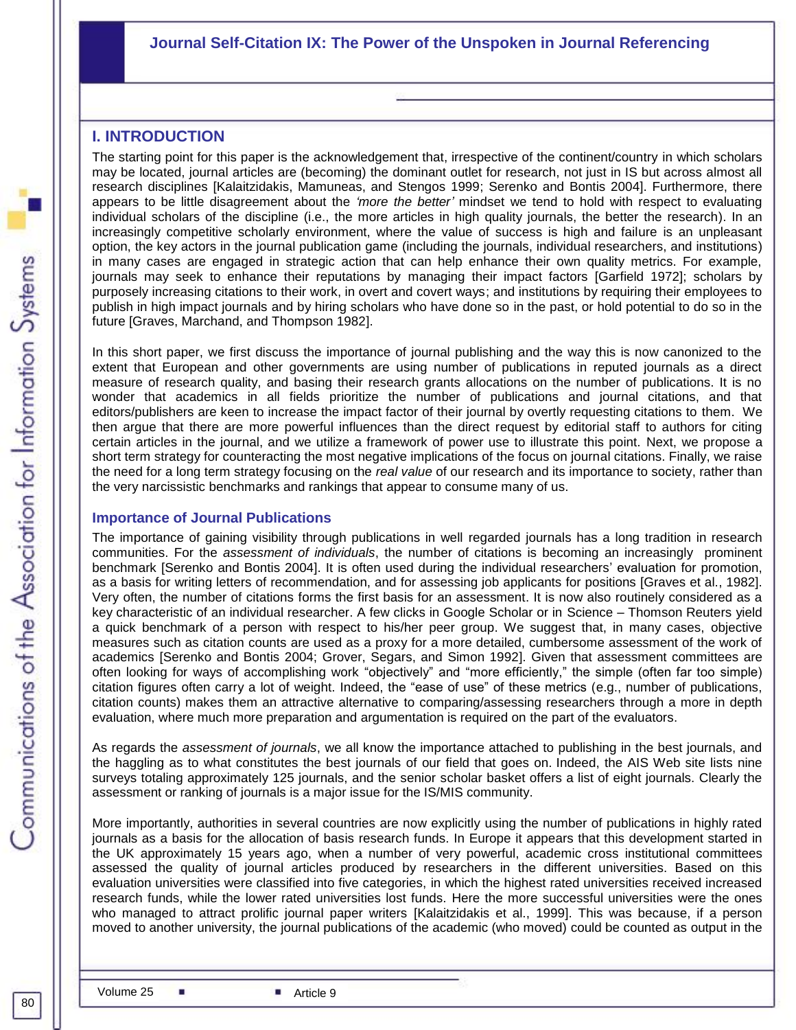## I. INTRODUCTION

The starting point for this paper is the acknowledgement that, irrespective of the continent/country in which scholars may be located, journal articles are (becoming) the dominant outlet for research, not just in IS but across almost all research disciplines [Kalaitzidakis, Mamuneas, and Stengos 1999; Serenko and Bontis 2004]. Furthermore, there appears to be little disagreement about the *'more the better'* mindset we tend to hold with respect to evaluating individual scholars of the discipline (i.e., the more articles in high quality journals, the better the research). In an increasingly competitive scholarly environment, where the value of success is high and failure is an unpleasant option, the key actors in the journal publication game (including the journals, individual researchers, and institutions) in many cases are engaged in strategic action that can help enhance their own quality metrics. For example, journals may seek to enhance their reputations by managing their impact factors [Garfield 1972]; scholars by purposely increasing citations to their work, in overt and covert ways; and institutions by requiring their employees to publish in high impact journals and by hiring scholars who have done so in the past, or hold potential to do so in the future [Graves, Marchand, and Thompson 1982].

In this short paper, we first discuss the importance of journal publishing and the way this is now canonized to the extent that European and other governments are using number of publications in reputed journals as a direct measure of research quality, and basing their research grants allocations on the number of publications. It is no wonder that academics in all fields prioritize the number of publications and journal citations, and that editors/publishers are keen to increase the impact factor of their journal by overtly requesting citations to them. We then argue that there are more powerful influences than the direct request by editorial staff to authors for citing certain articles in the journal, and we utilize a framework of power use to illustrate this point. Next, we propose a short term strategy for counteracting the most negative implications of the focus on journal citations. Finally, we raise the need for a long term strategy focusing on the *real value* of our research and its importance to society, rather than the very narcissistic benchmarks and rankings that appear to consume many of us.

### Importance of Journal Publications

The importance of gaining visibility through publications in well regarded journals has a long tradition in research communities. For the *assessment of individuals*, the number of citations is becoming an increasingly prominent benchmark [Serenko and Bontis 2004]. It is often used during the individual researchers' evaluation for promotion, as a basis for writing letters of recommendation, and for assessing job applicants for positions [Graves et al., 1982]. Very often, the number of citations forms the first basis for an assessment. It is now also routinely considered as a key characteristic of an individual researcher. A few clicks in Google Scholar or in Science – Thomson Reuters yield a quick benchmark of a person with respect to his/her peer group. We suggest that, in many cases, objective measures such as citation counts are used as a proxy for a more detailed, cumbersome assessment of the work of academics [Serenko and Bontis 2004; Grover, Segars, and Simon 1992]. Given that assessment committees are often looking for ways of accomplishing work "objectively" and "more efficiently," the simple (often far too simple) citation figures often carry a lot of weight. Indeed, the "ease of use" of these metrics (e.g., number of publications, citation counts) makes them an attractive alternative to comparing/assessing researchers through a more in depth evaluation, where much more preparation and argumentation is required on the part of the evaluators.

As regards the *assessment of journals*, we all know the importance attached to publishing in the best journals, and the haggling as to what constitutes the best journals of our field that goes on. Indeed, the AIS Web site lists nine surveys totaling approximately 125 journals, and the senior scholar basket offers a list of eight journals. Clearly the assessment or ranking of journals is a major issue for the IS/MIS community.

More importantly, authorities in several countries are now explicitly using the number of publications in highly rated journals as a basis for the allocation of basis research funds. In Europe it appears that this development started in the UK approximately 15 years ago, when a number of very powerful, academic cross institutional committees assessed the quality of journal articles produced by researchers in the different universities. Based on this evaluation universities were classified into five categories, in which the highest rated universities received increased research funds, while the lower rated universities lost funds. Here the more successful universities were the ones who managed to attract prolific journal paper writers [Kalaitzidakis et al., 1999]. This was because, if a person moved to another university, the journal publications of the academic (who moved) could be counted as output in the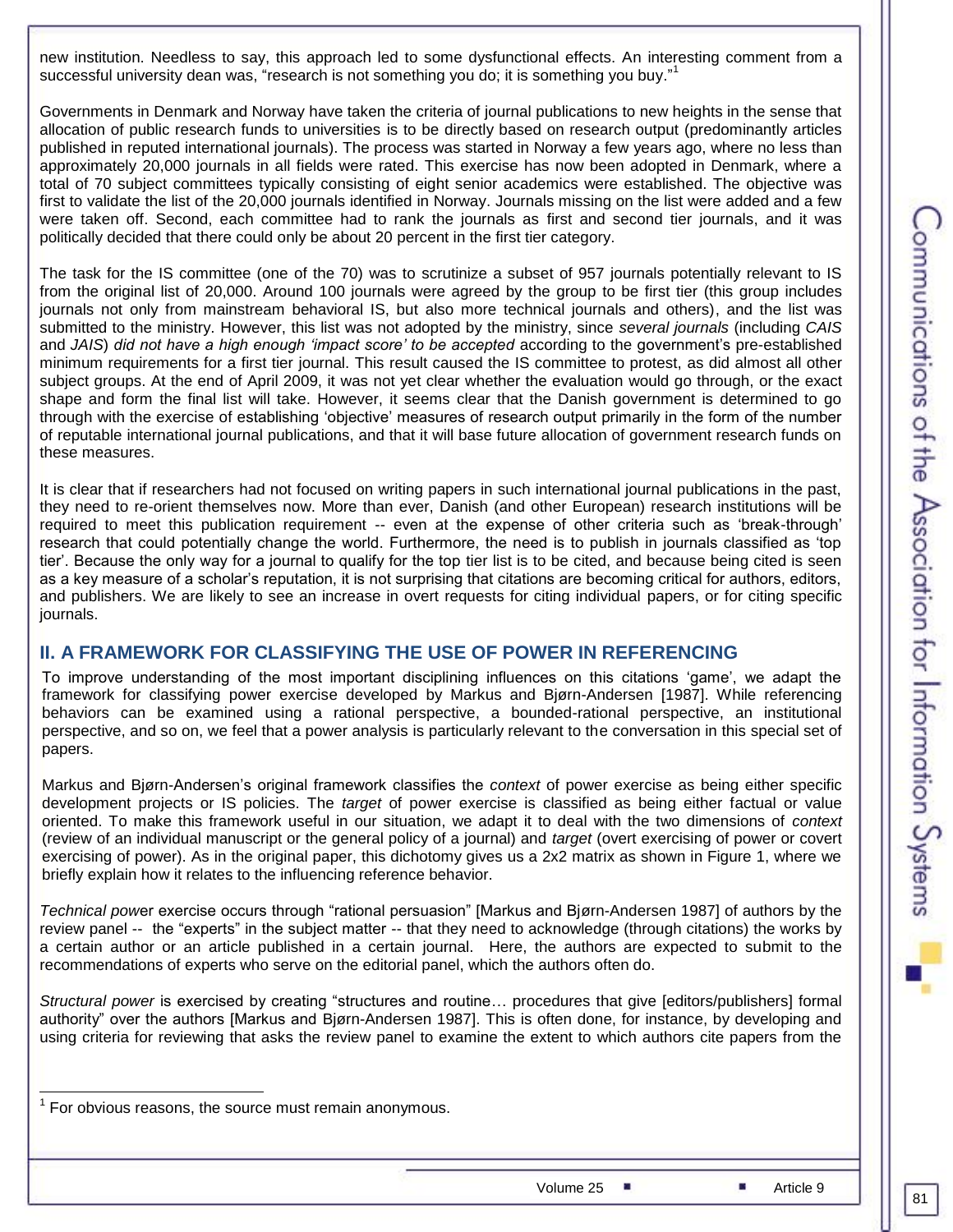new institution. Needless to say, this approach led to some dysfunctional effects. An interesting comment from a successful university dean was, "research is not something you do; it is something you buy."[1]

Governments in Denmark and Norway have taken the criteria of journal publications to new heights in the sense that allocation of public research funds to universities is to be directly based on research output (predominantly articles published in reputed international journals). The process was started in Norway a few years ago, where no less than approximately 20,000 journals in all fields were rated. This exercise has now been adopted in Denmark, where a total of 70 subject committees typically consisting of eight senior academics were established. The objective was first to validate the list of the 20,000 journals identified in Norway. Journals missing on the list were added and a few were taken off. Second, each committee had to rank the journals as first and second tier journals, and it was politically decided that there could only be about 20 percent in the first tier category.

The task for the IS committee (one of the 70) was to scrutinize a subset of 957 journals potentially relevant to IS from the original list of 20,000. Around 100 journals were agreed by the group to be first tier (this group includes journals not only from mainstream behavioral IS, but also more technical journals and others), and the list was submitted to the ministry. However, this list was not adopted by the ministry, since *several journals* (including *CAIS* and *JAIS*) *did not have a high enough 'impact score' to be accepted* according to the government's pre-established minimum requirements for a first tier journal. This result caused the IS committee to protest, as did almost all other subject groups. At the end of April 2009, it was not yet clear whether the evaluation would go through, or the exact shape and form the final list will take. However, it seems clear that the Danish government is determined to go through with the exercise of establishing 'objective' measures of research output primarily in the form of the number of reputable international journal publications, and that it will base future allocation of government research funds on these measures.

It is clear that if researchers had not focused on writing papers in such international journal publications in the past, they need to re-orient themselves now. More than ever, Danish (and other European) research institutions will be required to meet this publication requirement -- even at the expense of other criteria such as 'break-through' research that could potentially change the world. Furthermore, the need is to publish in journals classified as 'top tier'. Because the only way for a journal to qualify for the top tier list is to be cited, and because being cited is seen as a key measure of a scholar's reputation, it is not surprising that citations are becoming critical for authors, editors, and publishers. We are likely to see an increase in overt requests for citing individual papers, or for citing specific journals.

## II. A FRAMEWORK FOR CLASSIFYING THE USE OF POWER IN REFERENCING

To improve understanding of the most important disciplining influences on this citations 'game', we adapt the framework for classifying power exercise developed by Markus and Bjørn-Andersen [1987]. While referencing behaviors can be examined using a rational perspective, a bounded-rational perspective, an institutional perspective, and so on, we feel that a power analysis is particularly relevant to the conversation in this special set of papers.

Markus and Bjørn-Andersen's original framework classifies the *context* of power exercise as being either specific development projects or IS policies. The *target* of power exercise is classified as being either factual or value oriented. To make this framework useful in our situation, we adapt it to deal with the two dimensions of *context* (review of an individual manuscript or the general policy of a journal) and *target* (overt exercising of power or covert exercising of power). As in the original paper, this dichotomy gives us a 2x2 matrix as shown in Figure 1, where we briefly explain how it relates to the influencing reference behavior.

*Technical* power exercise occurs through "rational persuasion" [Markus and Bjørn-Andersen 1987] of authors by the review panel -- the "experts" in the subject matter -- that they need to acknowledge (through citations) the works by a certain author or an article published in a certain journal. Here, the authors are expected to submit to the recommendations of experts who serve on the editorial panel, which the authors often do.

*Structural power* is exercised by creating "structures and routine… procedures that give [editors/publishers] formal authority" over the authors [Markus and Bjørn-Andersen 1987]. This is often done, for instance, by developing and using criteria for reviewing that asks the review panel to examine the extent to which authors cite papers from the

[1] For obvious reasons, the source must remain anonymous.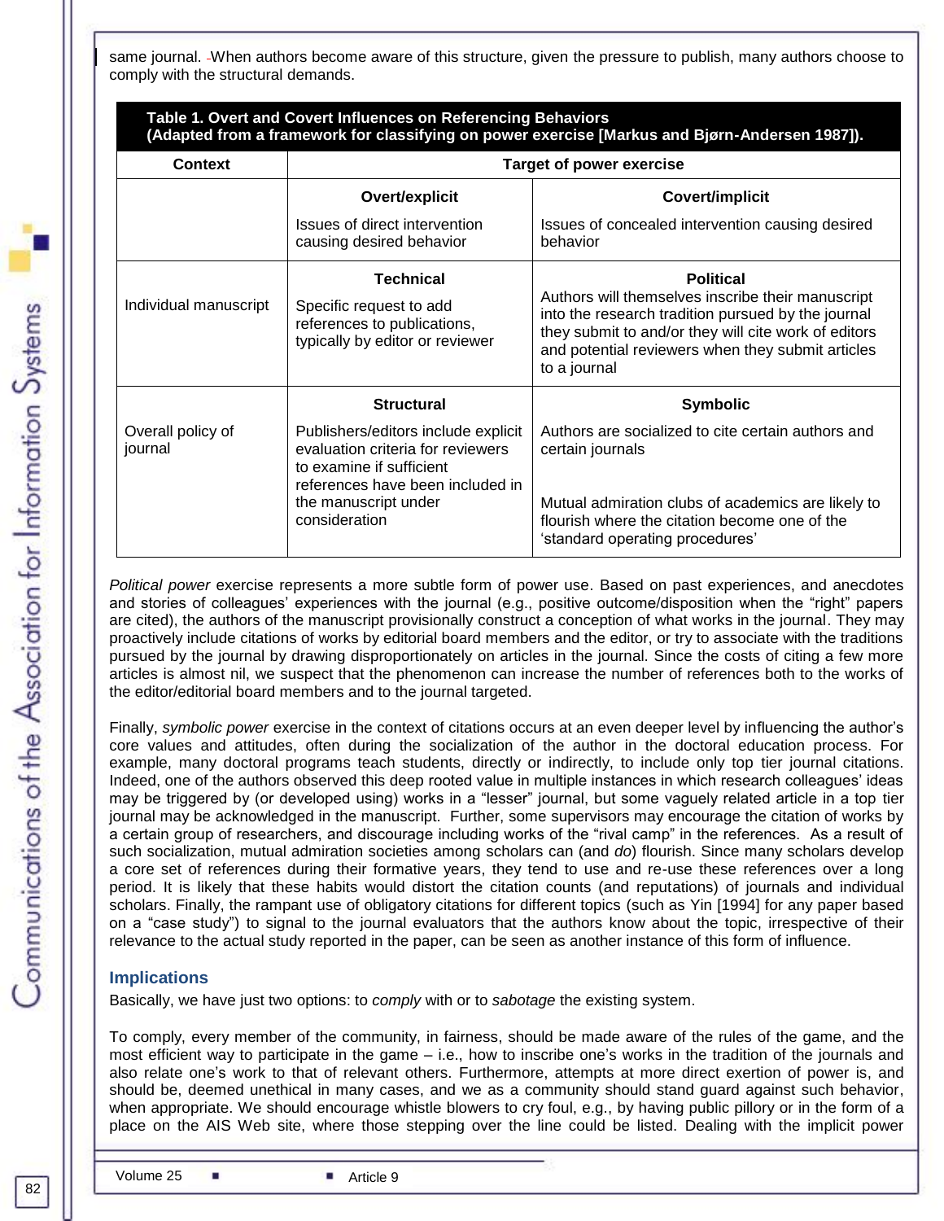same journal. When authors become aware of this structure, given the pressure to publish, many authors choose to comply with the structural demands.

**Table 1. Overt and Covert Influences on Referencing Behaviors (Adapted from a framework for classifying on power exercise [Markus and Bjørn-Andersen 1987]).**

| Context | Target of power exercise | |
|---|---|---|
| | **Overt/explicit** Issues of direct intervention causing desired behavior | **Covert/implicit** Issues of concealed intervention causing desired behavior |
| Individual manuscript | **Technical** Specific request to add references to publications, typically by editor or reviewer | **Political** Authors will themselves inscribe their manuscript into the research tradition pursued by the journal they submit to and/or they will cite work of editors and potential reviewers when they submit articles to a journal |
| Overall policy of journal | **Structural** Publishers/editors include explicit evaluation criteria for reviewers to examine if sufficient references have been included in the manuscript under consideration | **Symbolic** Authors are socialized to cite certain authors and certain journals<br><br>Mutual admiration clubs of academics are likely to flourish where the citation become one of the 'standard operating procedures' |

*Political power* exercise represents a more subtle form of power use. Based on past experiences, and anecdotes and stories of colleagues' experiences with the journal (e.g., positive outcome/disposition when the "right" papers are cited), the authors of the manuscript provisionally construct a conception of what works in the journal. They may proactively include citations of works by editorial board members and the editor, or try to associate with the traditions pursued by the journal by drawing disproportionately on articles in the journal. Since the costs of citing a few more articles is almost nil, we suspect that the phenomenon can increase the number of references both to the works of the editor/editorial board members and to the journal targeted.

Finally, *symbolic power* exercise in the context of citations occurs at an even deeper level by influencing the author's core values and attitudes, often during the socialization of the author in the doctoral education process. For example, many doctoral programs teach students, directly or indirectly, to include only top tier journal citations. Indeed, one of the authors observed this deep rooted value in multiple instances in which research colleagues' ideas may be triggered by (or developed using) works in a "lesser" journal, but some vaguely related article in a top tier journal may be acknowledged in the manuscript. Further, some supervisors may encourage the citation of works by a certain group of researchers, and discourage including works of the "rival camp" in the references. As a result of such socialization, mutual admiration societies among scholars can (and *do*) flourish. Since many scholars develop a core set of references during their formative years, they tend to use and re-use these references over a long period. It is likely that these habits would distort the citation counts (and reputations) of journals and individual scholars. Finally, the rampant use of obligatory citations for different topics (such as Yin [1994] for any paper based on a "case study") to signal to the journal evaluators that the authors know about the topic, irrespective of their relevance to the actual study reported in the paper, can be seen as another instance of this form of influence.

## Implications

Basically, we have just two options: to *comply* with or to *sabotage* the existing system.

To comply, every member of the community, in fairness, should be made aware of the rules of the game, and the most efficient way to participate in the game – i.e., how to inscribe one's works in the tradition of the journals and also relate one's work to that of relevant others. Furthermore, attempts at more direct exertion of power is, and should be, deemed unethical in many cases, and we as a community should stand guard against such behavior, when appropriate. We should encourage whistle blowers to cry foul, e.g., by having public pillory or in the form of a place on the AIS Web site, where those stepping over the line could be listed. Dealing with the implicit power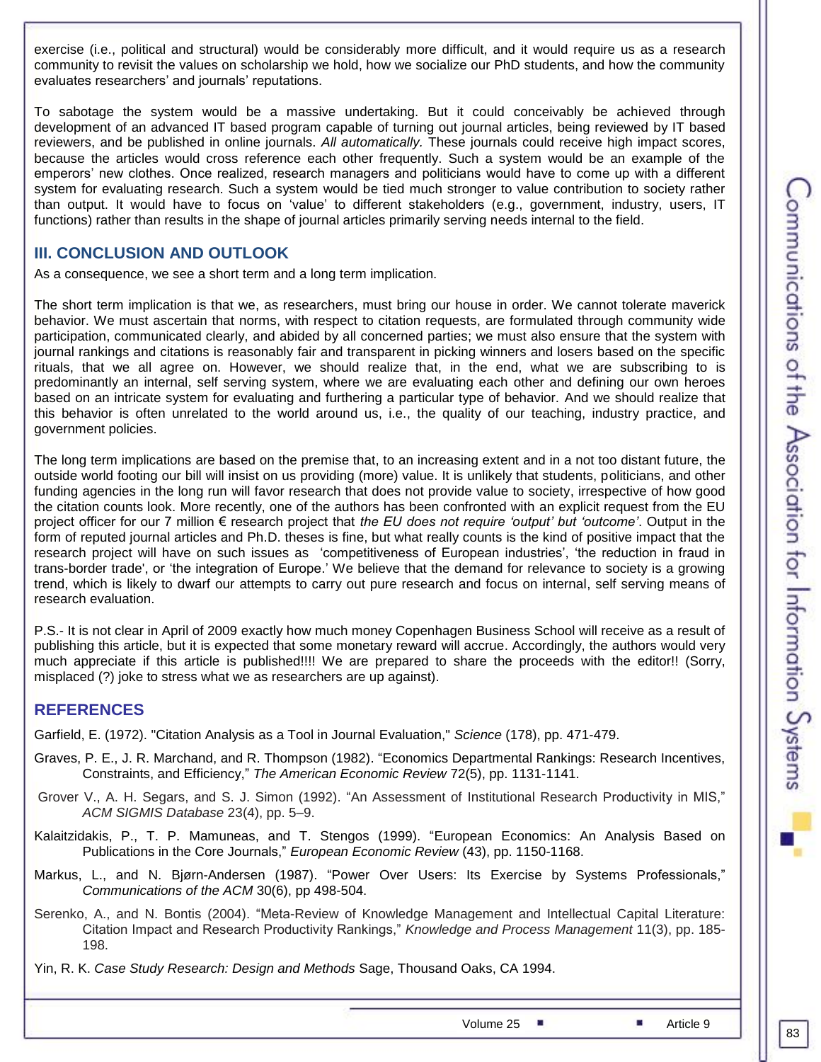exercise (i.e., political and structural) would be considerably more difficult, and it would require us as a research community to revisit the values on scholarship we hold, how we socialize our PhD students, and how the community evaluates researchers' and journals' reputations.

To sabotage the system would be a massive undertaking. But it could conceivably be achieved through development of an advanced IT based program capable of turning out journal articles, being reviewed by IT based reviewers, and be published in online journals. *All automatically.* These journals could receive high impact scores, because the articles would cross reference each other frequently. Such a system would be an example of the emperors' new clothes. Once realized, research managers and politicians would have to come up with a different system for evaluating research. Such a system would be tied much stronger to value contribution to society rather than output. It would have to focus on 'value' to different stakeholders (e.g., government, industry, users, IT functions) rather than results in the shape of journal articles primarily serving needs internal to the field.

## III. CONCLUSION AND OUTLOOK

As a consequence, we see a short term and a long term implication.

The short term implication is that we, as researchers, must bring our house in order. We cannot tolerate maverick behavior. We must ascertain that norms, with respect to citation requests, are formulated through community wide participation, communicated clearly, and abided by all concerned parties; we must also ensure that the system with journal rankings and citations is reasonably fair and transparent in picking winners and losers based on the specific rituals, that we all agree on. However, we should realize that, in the end, what we are subscribing to is predominantly an internal, self serving system, where we are evaluating each other and defining our own heroes based on an intricate system for evaluating and furthering a particular type of behavior. And we should realize that this behavior is often unrelated to the world around us, i.e., the quality of our teaching, industry practice, and government policies.

The long term implications are based on the premise that, to an increasing extent and in a not too distant future, the outside world footing our bill will insist on us providing (more) value. It is unlikely that students, politicians, and other funding agencies in the long run will favor research that does not provide value to society, irrespective of how good the citation counts look. More recently, one of the authors has been confronted with an explicit request from the EU project officer for our 7 million € research project that *the EU does not require 'output' but 'outcome'*. Output in the form of reputed journal articles and Ph.D. theses is fine, but what really counts is the kind of positive impact that the research project will have on such issues as 'competitiveness of European industries', 'the reduction in fraud in trans-border trade', or 'the integration of Europe.' We believe that the demand for relevance to society is a growing trend, which is likely to dwarf our attempts to carry out pure research and focus on internal, self serving means of research evaluation.

P.S.- It is not clear in April of 2009 exactly how much money Copenhagen Business School will receive as a result of publishing this article, but it is expected that some monetary reward will accrue. Accordingly, the authors would very much appreciate if this article is published!!!! We are prepared to share the proceeds with the editor!! (Sorry, misplaced (?) joke to stress what we as researchers are up against).

## REFERENCES

Garfield, E. (1972). "Citation Analysis as a Tool in Journal Evaluation," *Science* (178), pp. 471-479.

Graves, P. E., J. R. Marchand, and R. Thompson (1982). "Economics Departmental Rankings: Research Incentives, Constraints, and Efficiency," *The American Economic Review* 72(5), pp. 1131-1141.

Grover V., A. H. Segars, and S. J. Simon (1992). "An Assessment of Institutional Research Productivity in MIS," *ACM SIGMIS Database* 23(4), pp. 5–9.

Kalaitzidakis, P., T. P. Mamuneas, and T. Stengos (1999). "European Economics: An Analysis Based on Publications in the Core Journals," *European Economic Review* (43), pp. 1150-1168.

Markus, L., and N. Bjørn-Andersen (1987). "Power Over Users: Its Exercise by Systems Professionals," *Communications of the ACM* 30(6), pp 498-504.

Serenko, A., and N. Bontis (2004). "Meta-Review of Knowledge Management and Intellectual Capital Literature: Citation Impact and Research Productivity Rankings," *Knowledge and Process Management* 11(3), pp. 185-198.

Yin, R. K. *Case Study Research: Design and Methods* Sage, Thousand Oaks, CA 1994.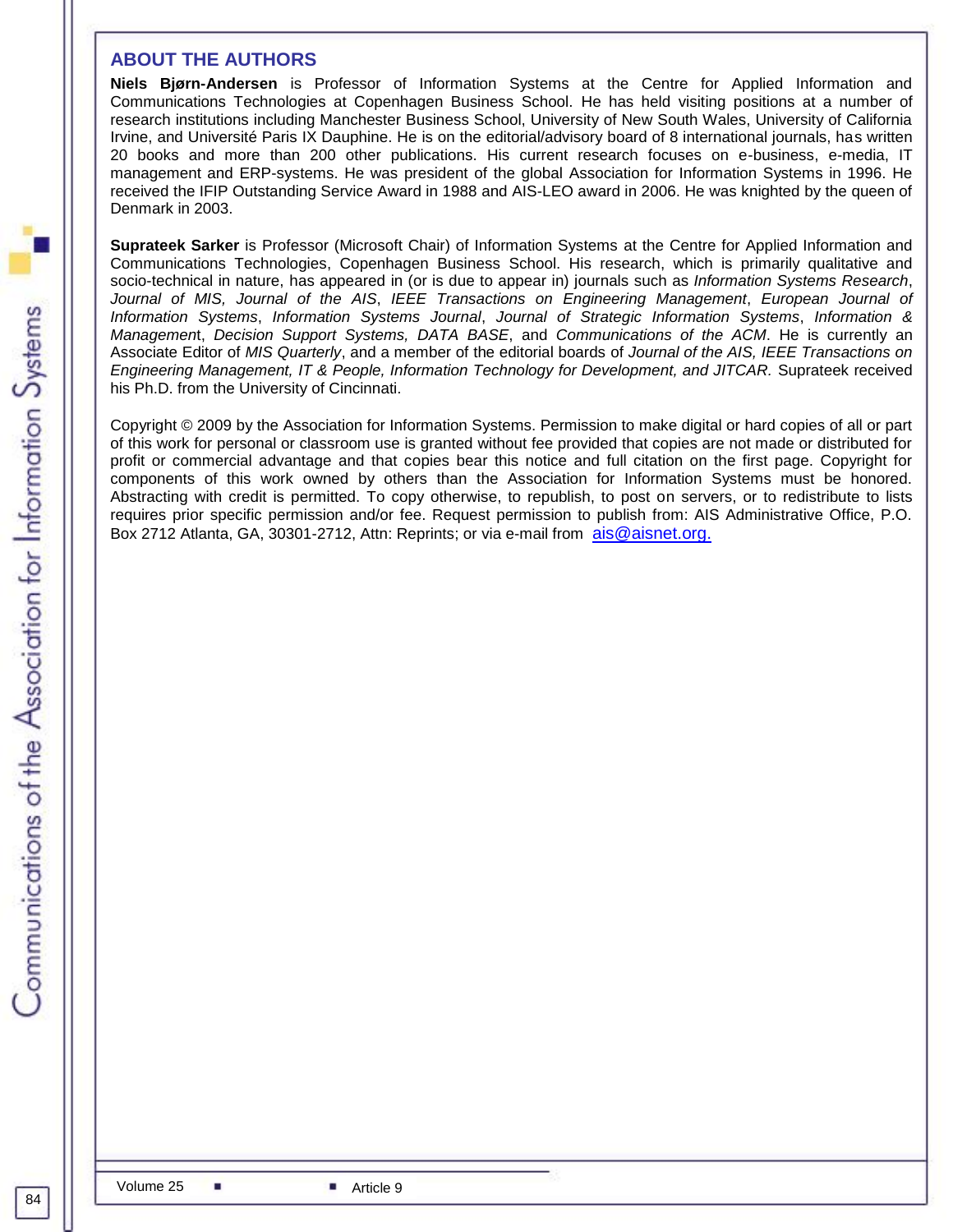## ABOUT THE AUTHORS

**Niels Bjørn-Andersen** is Professor of Information Systems at the Centre for Applied Information and Communications Technologies at Copenhagen Business School. He has held visiting positions at a number of research institutions including Manchester Business School, University of New South Wales, University of California Irvine, and Université Paris IX Dauphine. He is on the editorial/advisory board of 8 international journals, has written 20 books and more than 200 other publications. His current research focuses on e-business, e-media, IT management and ERP-systems. He was president of the global Association for Information Systems in 1996. He received the IFIP Outstanding Service Award in 1988 and AIS-LEO award in 2006. He was knighted by the queen of Denmark in 2003.

**Suprateek Sarker** is Professor (Microsoft Chair) of Information Systems at the Centre for Applied Information and Communications Technologies, Copenhagen Business School. His research, which is primarily qualitative and socio-technical in nature, has appeared in (or is due to appear in) journals such as *Information Systems Research*, *Journal of MIS, Journal of the AIS*, *IEEE Transactions on Engineering Management*, *European Journal of Information Systems*, *Information Systems Journal*, *Journal of Strategic Information Systems*, *Information & Managemen*t, *Decision Support Systems, DATA BASE*, and *Communications of the ACM*. He is currently an Associate Editor of *MIS Quarterly*, and a member of the editorial boards of *Journal of the AIS, IEEE Transactions on Engineering Management, IT & People, Information Technology for Development, and JITCAR.* Suprateek received his Ph.D. from the University of Cincinnati.

Copyright © 2009 by the Association for Information Systems. Permission to make digital or hard copies of all or part of this work for personal or classroom use is granted without fee provided that copies are not made or distributed for profit or commercial advantage and that copies bear this notice and full citation on the first page. Copyright for components of this work owned by others than the Association for Information Systems must be honored. Abstracting with credit is permitted. To copy otherwise, to republish, to post on servers, or to redistribute to lists requires prior specific permission and/or fee. Request permission to publish from: AIS Administrative Office, P.O. Box 2712 Atlanta, GA, 30301-2712, Attn: Reprints; or via e-mail from ais@aisnet.org.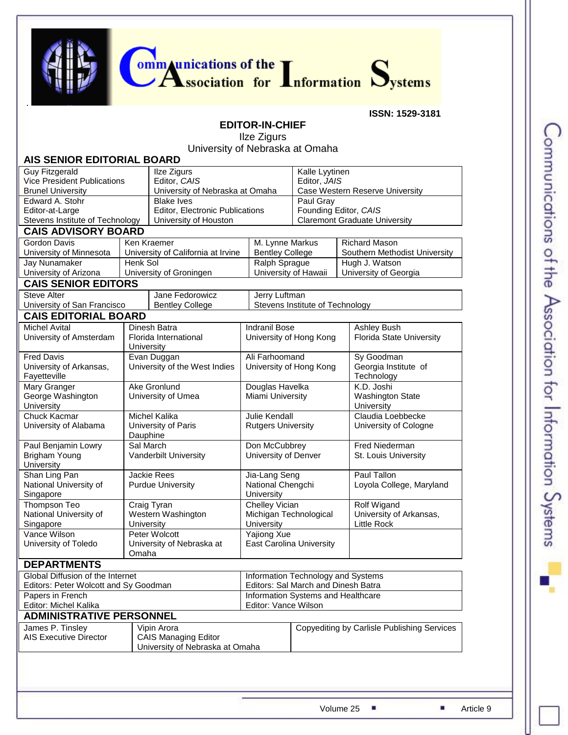# Communications of the Association for Information Systems

**ISSN: 1529-3181**

**EDITOR-IN-CHIEF**
Ilze Zigurs
University of Nebraska at Omaha

## AIS SENIOR EDITORIAL BOARD

| | | |
|---|---|---|
| Guy Fitzgerald<br>Vice President Publications<br>Brunel University | Ilze Zigurs<br>Editor, *CAIS*<br>University of Nebraska at Omaha | Kalle Lyytinen<br>Editor, *JAIS*<br>Case Western Reserve University |
| Edward A. Stohr<br>Editor-at-Large<br>Stevens Institute of Technology | Blake Ives<br>Editor, Electronic Publications<br>University of Houston | Paul Gray<br>Founding Editor, *CAIS*<br>Claremont Graduate University |

## CAIS ADVISORY BOARD

| | | | |
|---|---|---|---|
| Gordon Davis<br>University of Minnesota | Ken Kraemer<br>University of California at Irvine | M. Lynne Markus<br>Bentley College | Richard Mason<br>Southern Methodist University |
| Jay Nunamaker<br>University of Arizona | Henk Sol<br>University of Groningen | Ralph Sprague<br>University of Hawaii | Hugh J. Watson<br>University of Georgia |

## CAIS SENIOR EDITORS

| | | |
|---|---|---|
| Steve Alter<br>University of San Francisco | Jane Fedorowicz<br>Bentley College | Jerry Luftman<br>Stevens Institute of Technology |

## CAIS EDITORIAL BOARD

| | | | |
|---|---|---|---|
| Michel Avital<br>University of Amsterdam | Dinesh Batra<br>Florida International University | Indranil Bose<br>University of Hong Kong | Ashley Bush<br>Florida State University |
| Fred Davis<br>University of Arkansas, Fayetteville | Evan Duggan<br>University of the West Indies | Ali Farhoomand<br>University of Hong Kong | Sy Goodman<br>Georgia Institute of Technology |
| Mary Granger<br>George Washington University | Ake Gronlund<br>University of Umea | Douglas Havelka<br>Miami University | K.D. Joshi<br>Washington State University |
| Chuck Kacmar<br>University of Alabama | Michel Kalika<br>University of Paris Dauphine | Julie Kendall<br>Rutgers University | Claudia Loebbecke<br>University of Cologne |
| Paul Benjamin Lowry<br>Brigham Young University | Sal March<br>Vanderbilt University | Don McCubbrey<br>University of Denver | Fred Niederman<br>St. Louis University |
| Shan Ling Pan<br>National University of Singapore | Jackie Rees<br>Purdue University | Jia-Lang Seng<br>National Chengchi University | Paul Tallon<br>Loyola College, Maryland |
| Thompson Teo<br>National University of Singapore | Craig Tyran<br>Western Washington University | Chelley Vician<br>Michigan Technological University | Rolf Wigand<br>University of Arkansas, Little Rock |
| Vance Wilson<br>University of Toledo | Peter Wolcott<br>University of Nebraska at Omaha | Yajiong Xue<br>East Carolina University | |

## DEPARTMENTS

| | |
|---|---|
| Global Diffusion of the Internet<br>Editors: Peter Wolcott and Sy Goodman | Information Technology and Systems<br>Editors: Sal March and Dinesh Batra |
| Papers in French<br>Editor: Michel Kalika | Information Systems and Healthcare<br>Editor: Vance Wilson |

## ADMINISTRATIVE PERSONNEL

| | | |
|---|---|---|
| James P. Tinsley<br>AIS Executive Director | Vipin Arora<br>CAIS Managing Editor<br>University of Nebraska at Omaha | Copyediting by Carlisle Publishing Services |